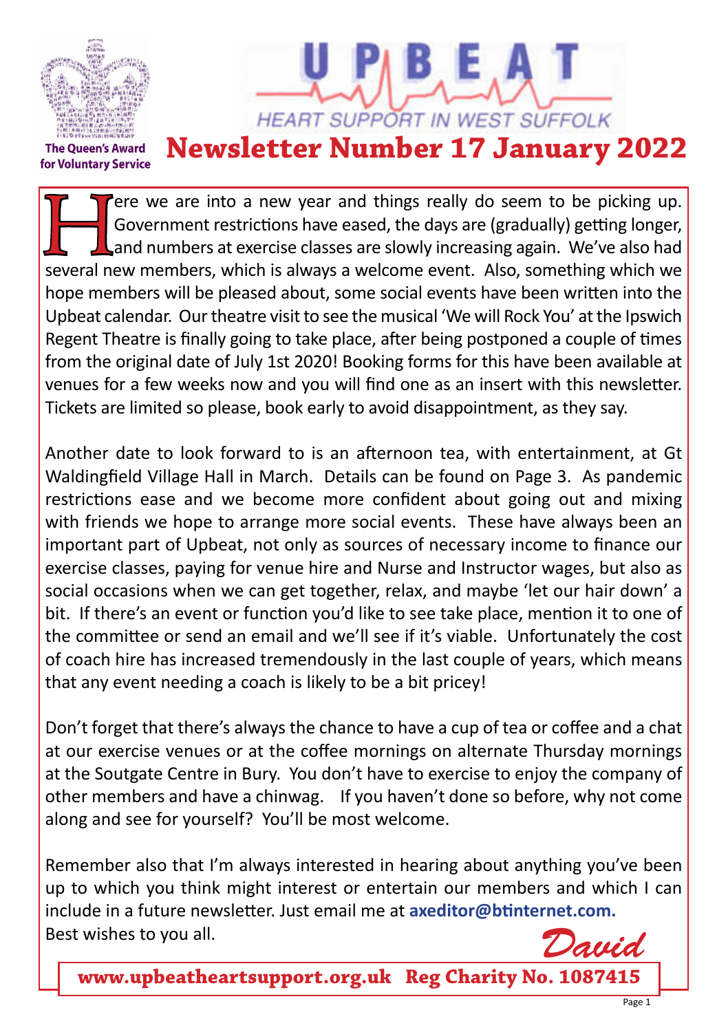The Queen's Award for Voluntary Service

# UPBEAT

HEART SUPPORT IN WEST SUFFOLK

# Newsletter Number 17 January 2022

Here we are into a new year and things really do seem to be picking up. Government restrictions have eased, the days are (gradually) getting longer, and numbers at exercise classes are slowly increasing again. We've also had several new members, which is always a welcome event. Also, something which we hope members will be pleased about, some social events have been written into the Upbeat calendar. Our theatre visit to see the musical 'We will Rock You' at the Ipswich Regent Theatre is finally going to take place, after being postponed a couple of times from the original date of July 1st 2020! Booking forms for this have been available at venues for a few weeks now and you will find one as an insert with this newsletter. Tickets are limited so please, book early to avoid disappointment, as they say.

Another date to look forward to is an afternoon tea, with entertainment, at Gt Waldingfield Village Hall in March. Details can be found on Page 3. As pandemic restrictions ease and we become more confident about going out and mixing with friends we hope to arrange more social events. These have always been an important part of Upbeat, not only as sources of necessary income to finance our exercise classes, paying for venue hire and Nurse and Instructor wages, but also as social occasions when we can get together, relax, and maybe 'let our hair down' a bit. If there's an event or function you'd like to see take place, mention it to one of the committee or send an email and we'll see if it's viable. Unfortunately the cost of coach hire has increased tremendously in the last couple of years, which means that any event needing a coach is likely to be a bit pricey!

Don't forget that there's always the chance to have a cup of tea or coffee and a chat at our exercise venues or at the coffee mornings on alternate Thursday mornings at the Soutgate Centre in Bury. You don't have to exercise to enjoy the company of other members and have a chinwag. If you haven't done so before, why not come along and see for yourself? You'll be most welcome.

Remember also that I'm always interested in hearing about anything you've been up to which you think might interest or entertain our members and which I can include in a future newsletter. Just email me at **axeditor@btinternet.com.**
Best wishes to you all.

*David*

**www.upbeatheartsupport.org.uk Reg Charity No. 1087415**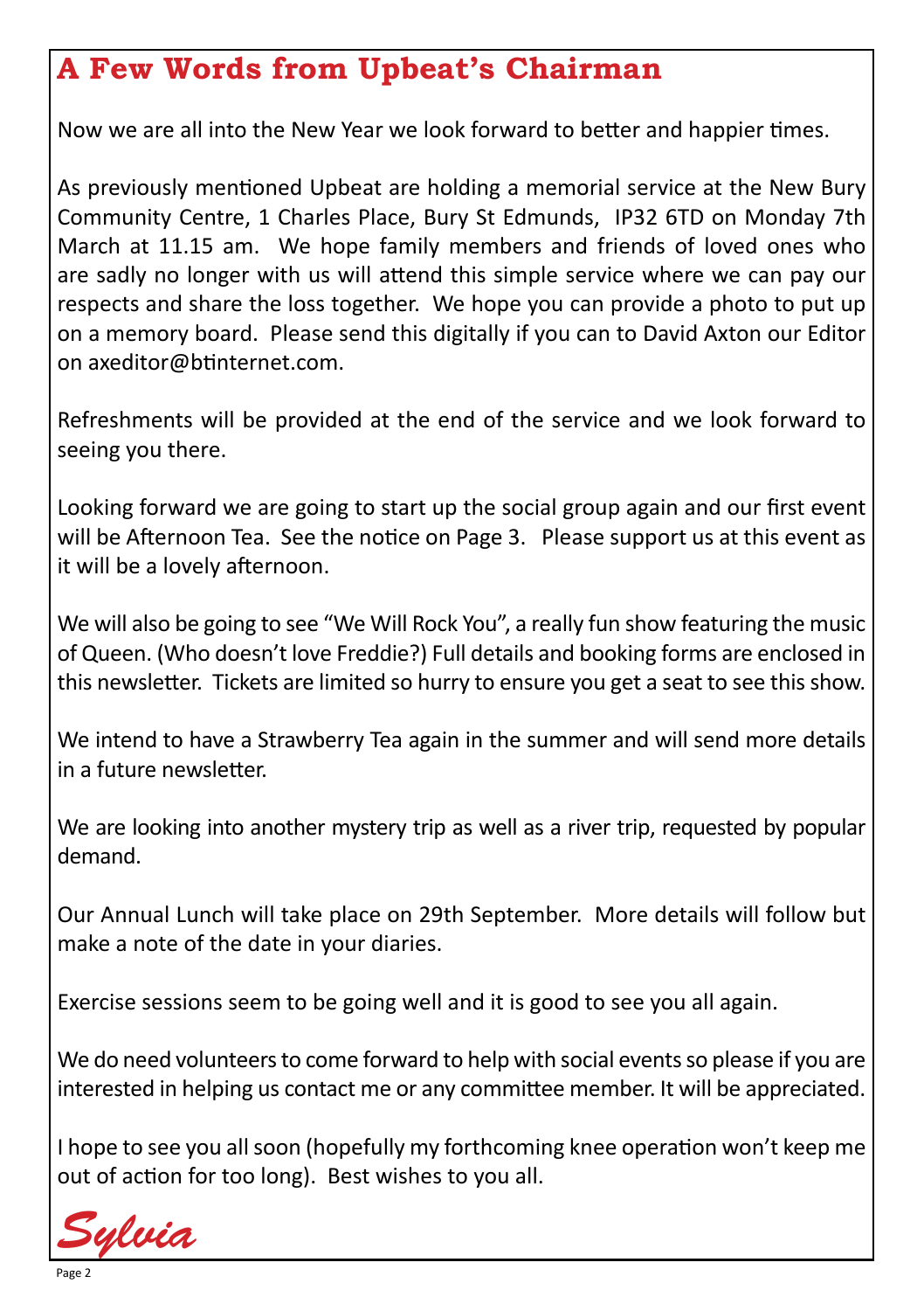## A Few Words from Upbeat's Chairman

Now we are all into the New Year we look forward to better and happier times.

As previously mentioned Upbeat are holding a memorial service at the New Bury Community Centre, 1 Charles Place, Bury St Edmunds, IP32 6TD on Monday 7th March at 11.15 am. We hope family members and friends of loved ones who are sadly no longer with us will attend this simple service where we can pay our respects and share the loss together. We hope you can provide a photo to put up on a memory board. Please send this digitally if you can to David Axton our Editor on axeditor@btinternet.com.

Refreshments will be provided at the end of the service and we look forward to seeing you there.

Looking forward we are going to start up the social group again and our first event will be Afternoon Tea. See the notice on Page 3. Please support us at this event as it will be a lovely afternoon.

We will also be going to see "We Will Rock You", a really fun show featuring the music of Queen. (Who doesn't love Freddie?) Full details and booking forms are enclosed in this newsletter. Tickets are limited so hurry to ensure you get a seat to see this show.

We intend to have a Strawberry Tea again in the summer and will send more details in a future newsletter.

We are looking into another mystery trip as well as a river trip, requested by popular demand.

Our Annual Lunch will take place on 29th September. More details will follow but make a note of the date in your diaries.

Exercise sessions seem to be going well and it is good to see you all again.

We do need volunteers to come forward to help with social events so please if you are interested in helping us contact me or any committee member. It will be appreciated.

I hope to see you all soon (hopefully my forthcoming knee operation won't keep me out of action for too long). Best wishes to you all.

*Sylvia*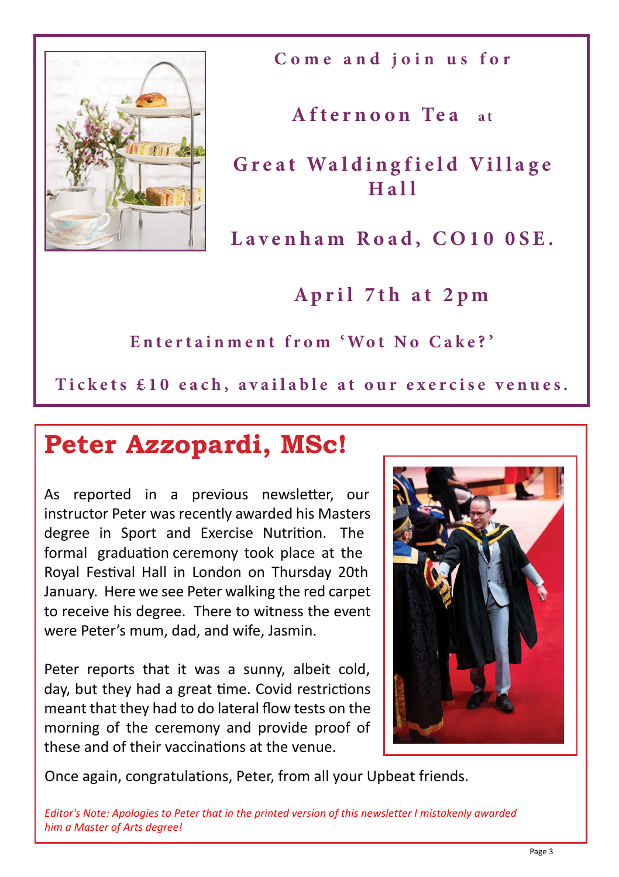Come and join us for

**Afternoon Tea** at

**Great Waldingfield Village Hall**

**Lavenham Road, CO10 0SE.**

**April 7th at 2pm**

**Entertainment from 'Wot No Cake?'**

**Tickets £10 each, available at our exercise venues.**

# Peter Azzopardi, MSc!

As reported in a previous newsletter, our instructor Peter was recently awarded his Masters degree in Sport and Exercise Nutrition. The formal graduation ceremony took place at the Royal Festival Hall in London on Thursday 20th January. Here we see Peter walking the red carpet to receive his degree. There to witness the event were Peter's mum, dad, and wife, Jasmin.

Peter reports that it was a sunny, albeit cold, day, but they had a great time. Covid restrictions meant that they had to do lateral flow tests on the morning of the ceremony and provide proof of these and of their vaccinations at the venue.

Once again, congratulations, Peter, from all your Upbeat friends.

*Editor's Note: Apologies to Peter that in the printed version of this newsletter I mistakenly awarded him a Master of Arts degree!*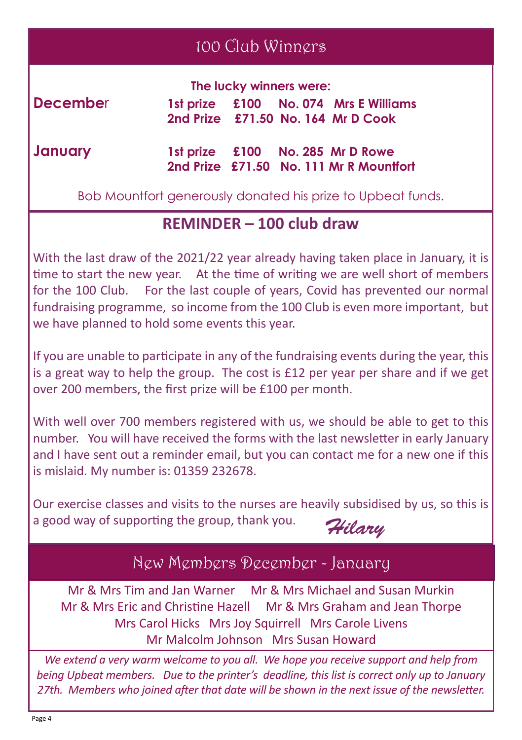## 100 Club Winners

**The lucky winners were:**

| | | | | |
|---|---|---|---|---|
| **December** | **1st prize** | **£100** | **No. 074** | **Mrs E Williams** |
| | **2nd Prize** | **£71.50** | **No. 164** | **Mr D Cook** |
| **January** | **1st prize** | **£100** | **No. 285** | **Mr D Rowe** |
| | **2nd Prize** | **£71.50** | **No. 111** | **Mr R Mountfort** |

Bob Mountfort generously donated his prize to Upbeat funds.

## REMINDER – 100 club draw

With the last draw of the 2021/22 year already having taken place in January, it is time to start the new year. At the time of writing we are well short of members for the 100 Club. For the last couple of years, Covid has prevented our normal fundraising programme, so income from the 100 Club is even more important, but we have planned to hold some events this year.

If you are unable to participate in any of the fundraising events during the year, this is a great way to help the group. The cost is £12 per year per share and if we get over 200 members, the first prize will be £100 per month.

With well over 700 members registered with us, we should be able to get to this number. You will have received the forms with the last newsletter in early January and I have sent out a reminder email, but you can contact me for a new one if this is mislaid. My number is: 01359 232678.

Our exercise classes and visits to the nurses are heavily subsidised by us, so this is a good way of supporting the group, thank you.

*Hilary*

## New Members December - January

Mr & Mrs Tim and Jan Warner   Mr & Mrs Michael and Susan Murkin
Mr & Mrs Eric and Christine Hazell   Mr & Mrs Graham and Jean Thorpe
Mrs Carol Hicks   Mrs Joy Squirrell   Mrs Carole Livens
Mr Malcolm Johnson   Mrs Susan Howard

*We extend a very warm welcome to you all. We hope you receive support and help from being Upbeat members. Due to the printer's deadline, this list is correct only up to January 27th. Members who joined after that date will be shown in the next issue of the newsletter.*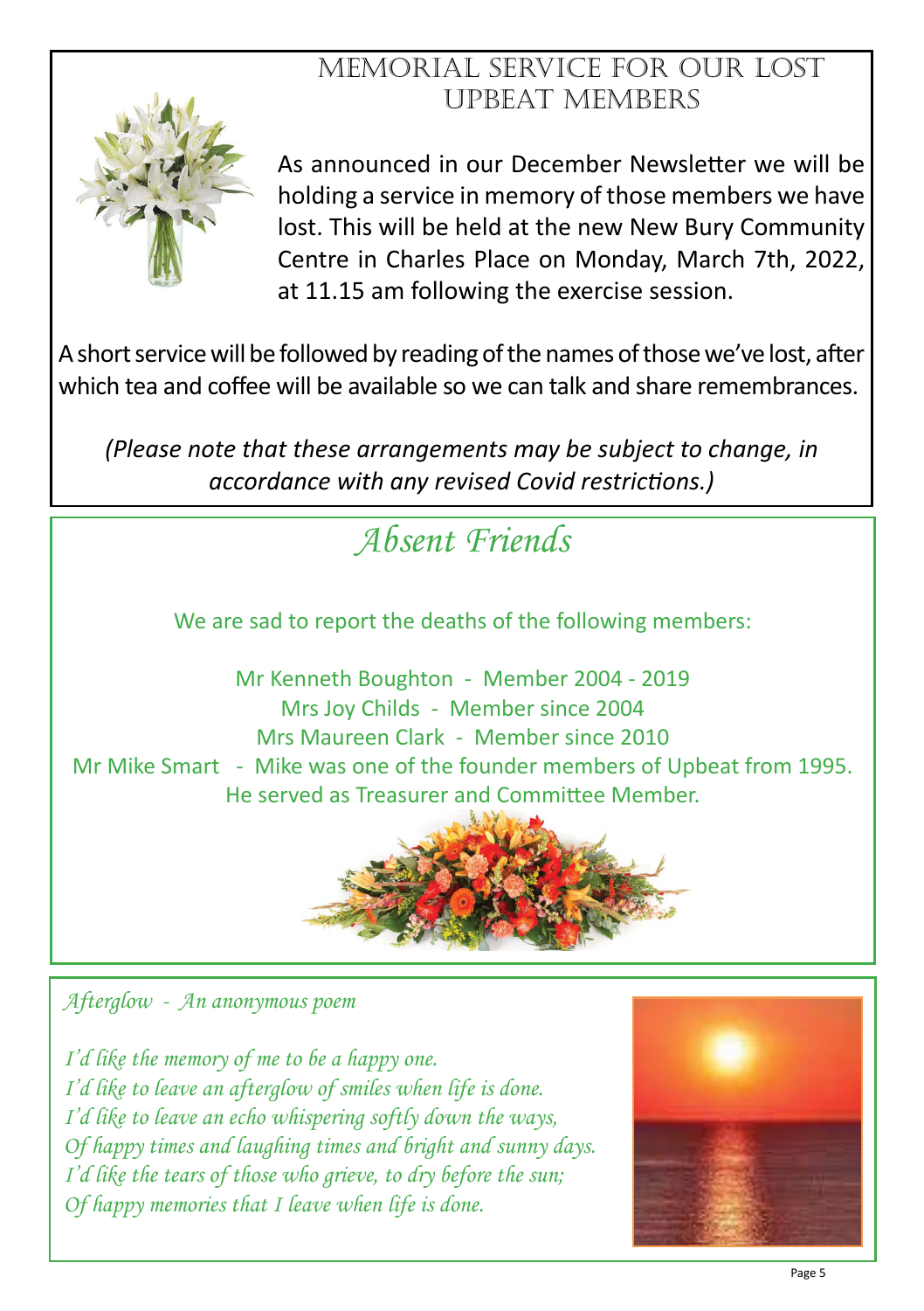## Memorial Service for our Lost Upbeat Members

As announced in our December Newsletter we will be holding a service in memory of those members we have lost. This will be held at the new New Bury Community Centre in Charles Place on Monday, March 7th, 2022, at 11.15 am following the exercise session.

A short service will be followed by reading of the names of those we've lost, after which tea and coffee will be available so we can talk and share remembrances.

*(Please note that these arrangements may be subject to change, in accordance with any revised Covid restrictions.)*

## *Absent Friends*

We are sad to report the deaths of the following members:

Mr Kenneth Boughton - Member 2004 - 2019
Mrs Joy Childs - Member since 2004
Mrs Maureen Clark - Member since 2010
Mr Mike Smart - Mike was one of the founder members of Upbeat from 1995.
He served as Treasurer and Committee Member.

*Afterglow - An anonymous poem*

*I'd like the memory of me to be a happy one.*
*I'd like to leave an afterglow of smiles when life is done.*
*I'd like to leave an echo whispering softly down the ways,*
*Of happy times and laughing times and bright and sunny days.*
*I'd like the tears of those who grieve, to dry before the sun;*
*Of happy memories that I leave when life is done.*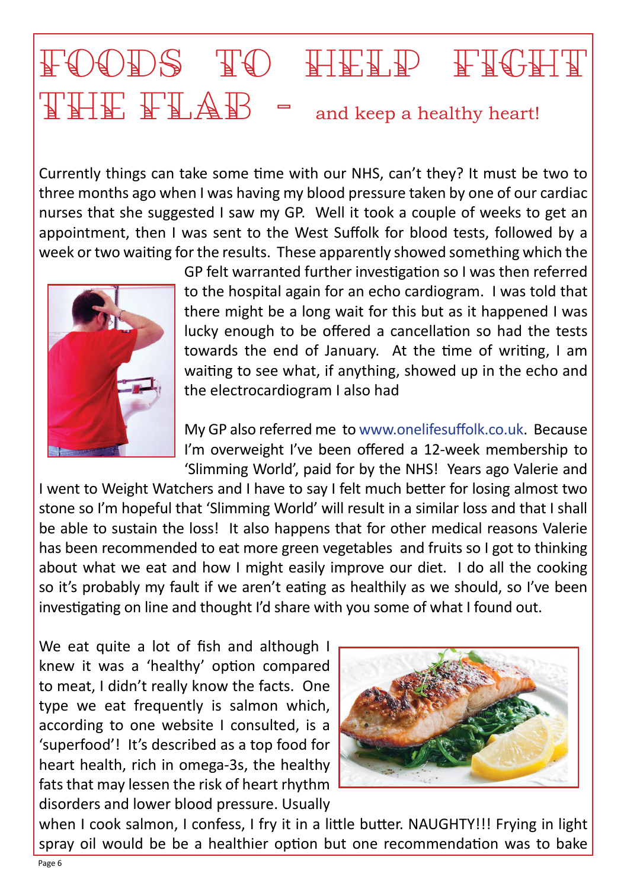# FOODS TO HELP FIGHT THE FLAB - and keep a healthy heart!

Currently things can take some time with our NHS, can't they? It must be two to three months ago when I was having my blood pressure taken by one of our cardiac nurses that she suggested I saw my GP. Well it took a couple of weeks to get an appointment, then I was sent to the West Suffolk for blood tests, followed by a week or two waiting for the results. These apparently showed something which the GP felt warranted further investigation so I was then referred to the hospital again for an echo cardiogram. I was told that there might be a long wait for this but as it happened I was lucky enough to be offered a cancellation so had the tests towards the end of January. At the time of writing, I am waiting to see what, if anything, showed up in the echo and the electrocardiogram I also had

My GP also referred me to www.onelifesuffolk.co.uk. Because I'm overweight I've been offered a 12-week membership to 'Slimming World', paid for by the NHS! Years ago Valerie and I went to Weight Watchers and I have to say I felt much better for losing almost two stone so I'm hopeful that 'Slimming World' will result in a similar loss and that I shall be able to sustain the loss! It also happens that for other medical reasons Valerie has been recommended to eat more green vegetables and fruits so I got to thinking about what we eat and how I might easily improve our diet. I do all the cooking so it's probably my fault if we aren't eating as healthily as we should, so I've been investigating on line and thought I'd share with you some of what I found out.

We eat quite a lot of fish and although I knew it was a 'healthy' option compared to meat, I didn't really know the facts. One type we eat frequently is salmon which, according to one website I consulted, is a 'superfood'! It's described as a top food for heart health, rich in omega-3s, the healthy fats that may lessen the risk of heart rhythm disorders and lower blood pressure. Usually when I cook salmon, I confess, I fry it in a little butter. NAUGHTY!!! Frying in light spray oil would be be a healthier option but one recommendation was to bake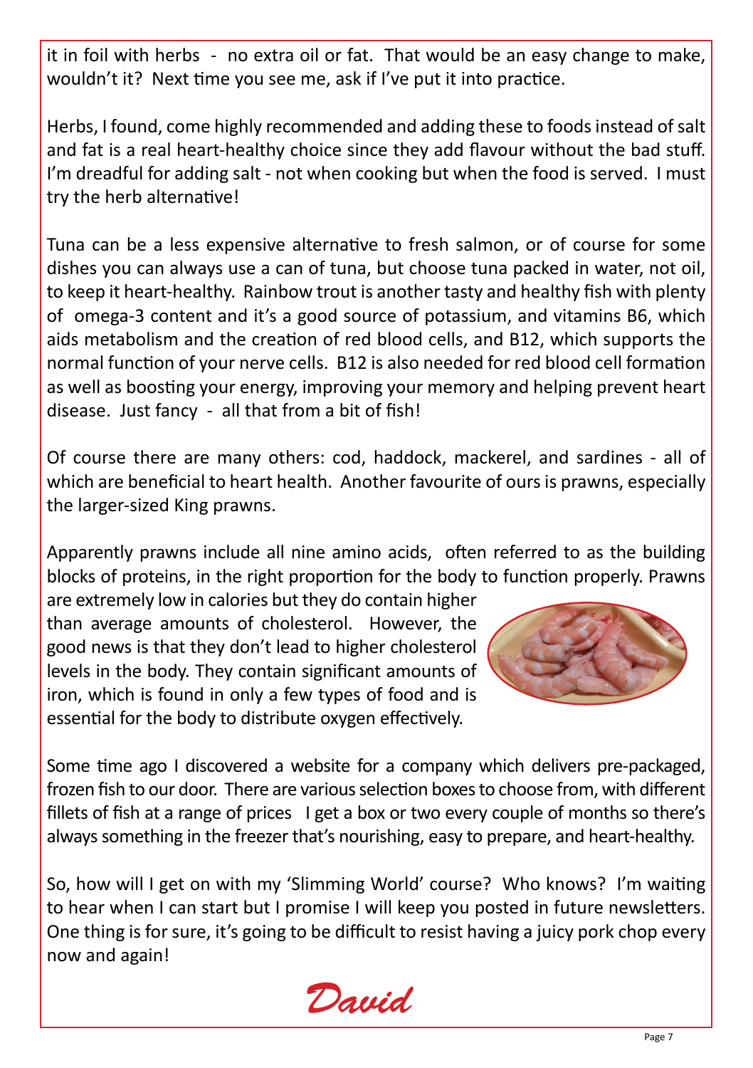it in foil with herbs - no extra oil or fat. That would be an easy change to make, wouldn't it? Next time you see me, ask if I've put it into practice.

Herbs, I found, come highly recommended and adding these to foods instead of salt and fat is a real heart-healthy choice since they add flavour without the bad stuff. I'm dreadful for adding salt - not when cooking but when the food is served. I must try the herb alternative!

Tuna can be a less expensive alternative to fresh salmon, or of course for some dishes you can always use a can of tuna, but choose tuna packed in water, not oil, to keep it heart-healthy. Rainbow trout is another tasty and healthy fish with plenty of omega-3 content and it's a good source of potassium, and vitamins B6, which aids metabolism and the creation of red blood cells, and B12, which supports the normal function of your nerve cells. B12 is also needed for red blood cell formation as well as boosting your energy, improving your memory and helping prevent heart disease. Just fancy - all that from a bit of fish!

Of course there are many others: cod, haddock, mackerel, and sardines - all of which are beneficial to heart health. Another favourite of ours is prawns, especially the larger-sized King prawns.

Apparently prawns include all nine amino acids, often referred to as the building blocks of proteins, in the right proportion for the body to function properly. Prawns are extremely low in calories but they do contain higher than average amounts of cholesterol. However, the good news is that they don't lead to higher cholesterol levels in the body. They contain significant amounts of iron, which is found in only a few types of food and is essential for the body to distribute oxygen effectively.

Some time ago I discovered a website for a company which delivers pre-packaged, frozen fish to our door. There are various selection boxes to choose from, with different fillets of fish at a range of prices I get a box or two every couple of months so there's always something in the freezer that's nourishing, easy to prepare, and heart-healthy.

So, how will I get on with my 'Slimming World' course? Who knows? I'm waiting to hear when I can start but I promise I will keep you posted in future newsletters. One thing is for sure, it's going to be difficult to resist having a juicy pork chop every now and again!

*David*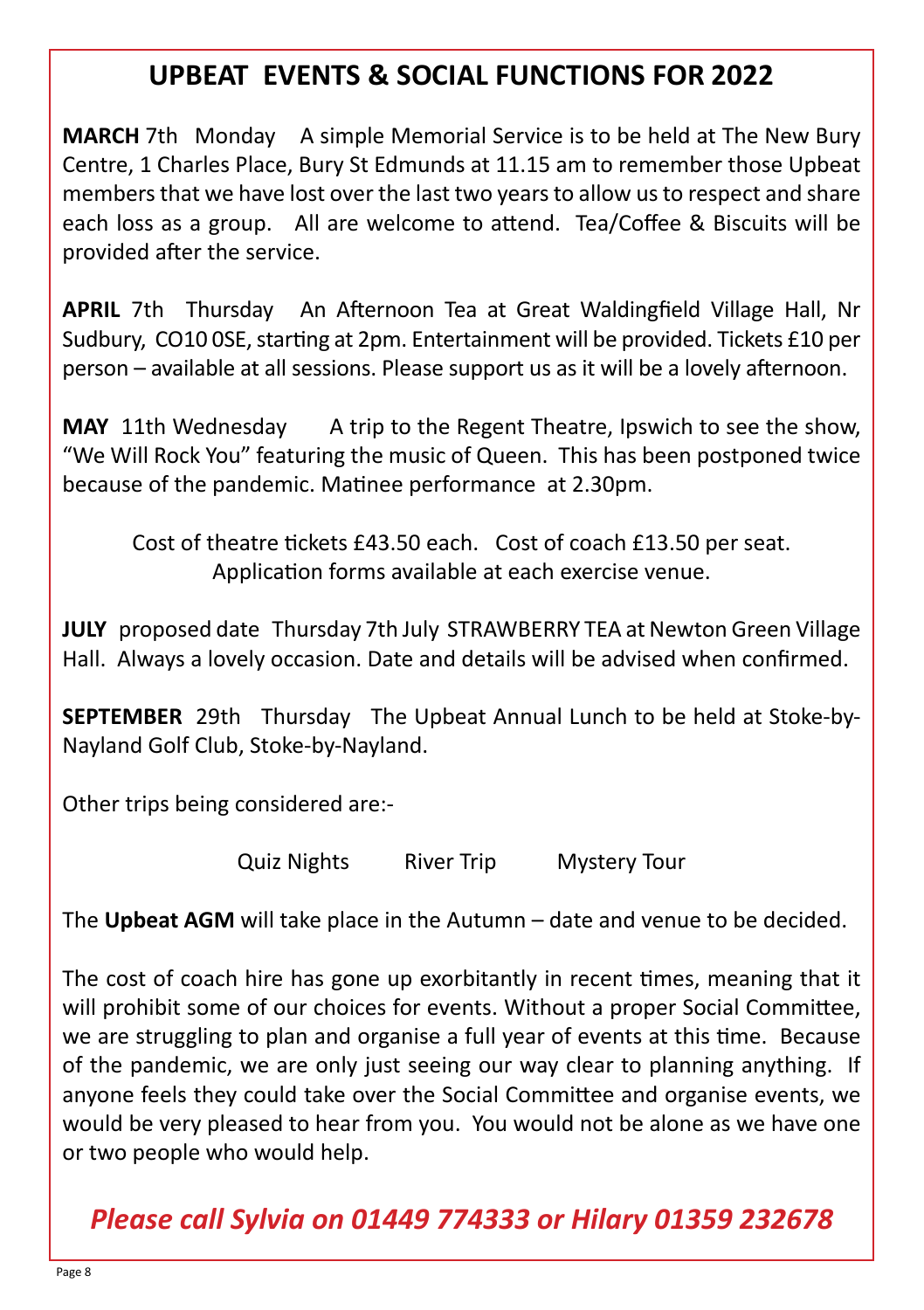# UPBEAT EVENTS & SOCIAL FUNCTIONS FOR 2022

**MARCH** 7th Monday A simple Memorial Service is to be held at The New Bury Centre, 1 Charles Place, Bury St Edmunds at 11.15 am to remember those Upbeat members that we have lost over the last two years to allow us to respect and share each loss as a group. All are welcome to attend. Tea/Coffee & Biscuits will be provided after the service.

**APRIL** 7th Thursday An Afternoon Tea at Great Waldingfield Village Hall, Nr Sudbury, CO10 0SE, starting at 2pm. Entertainment will be provided. Tickets £10 per person – available at all sessions. Please support us as it will be a lovely afternoon.

**MAY** 11th Wednesday A trip to the Regent Theatre, Ipswich to see the show, "We Will Rock You" featuring the music of Queen. This has been postponed twice because of the pandemic. Matinee performance at 2.30pm.

Cost of theatre tickets £43.50 each. Cost of coach £13.50 per seat.
Application forms available at each exercise venue.

**JULY** proposed date Thursday 7th July STRAWBERRY TEA at Newton Green Village Hall. Always a lovely occasion. Date and details will be advised when confirmed.

**SEPTEMBER** 29th Thursday The Upbeat Annual Lunch to be held at Stoke-by-Nayland Golf Club, Stoke-by-Nayland.

Other trips being considered are:-

Quiz Nights River Trip Mystery Tour

The **Upbeat AGM** will take place in the Autumn – date and venue to be decided.

The cost of coach hire has gone up exorbitantly in recent times, meaning that it will prohibit some of our choices for events. Without a proper Social Committee, we are struggling to plan and organise a full year of events at this time. Because of the pandemic, we are only just seeing our way clear to planning anything. If anyone feels they could take over the Social Committee and organise events, we would be very pleased to hear from you. You would not be alone as we have one or two people who would help.

***Please call Sylvia on 01449 774333 or Hilary 01359 232678***